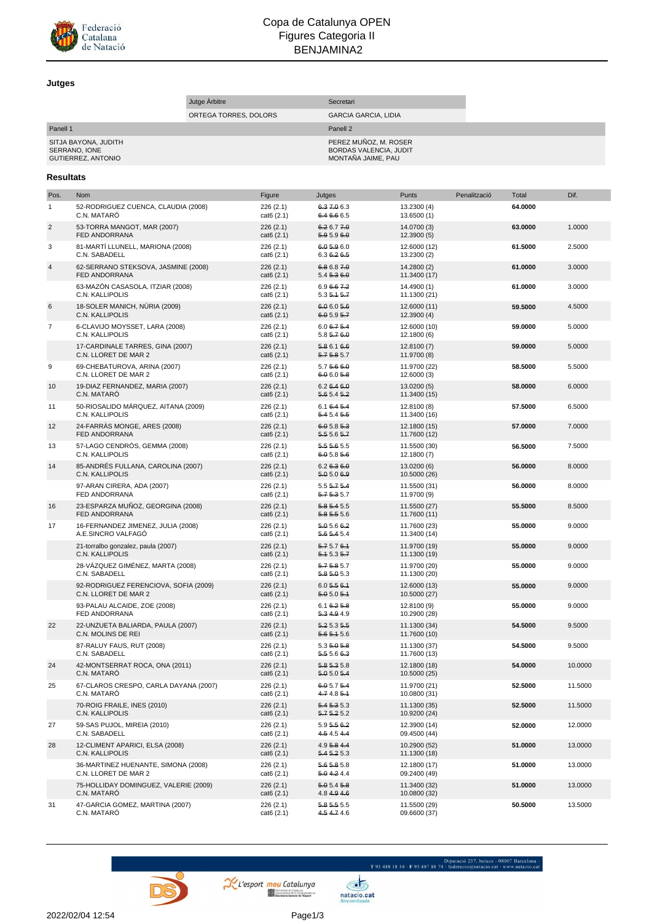# Copa de Catalunya OPEN
## Figures Categoria II
## BENJAMINA2

### Jutges

| | Jutge Àrbitre | Secretari |
|---|---|---|
| | ORTEGA TORRES, DOLORS | GARCIA GARCIA, LIDIA |

| Panell 1 | Panell 2 |
|---|---|
| SITJA BAYONA, JUDITH<br>SERRANO, IONE<br>GUTIERREZ, ANTONIO | PEREZ MUÑOZ, M. ROSER<br>BORDAS VALENCIA, JUDIT<br>MONTAÑA JAIME, PAU |

### Resultats

| Pos. | Nom | Figure | Jutges | Punts | Penalització | Total | Dif. |
|---|---|---|---|---|---|---|---|
| 1 | 52-RODRIGUEZ CUENCA, CLAUDIA (2008)<br>C.N. MATARÓ | 226 (2.1)<br>cat6 (2.1) | 6.3 7.0 6.3<br>6.4 6.6 6.5 | 13.2300 (4)<br>13.6500 (1) | | **64.0000** | |
| 2 | 53-TORRA MANGOT, MAR (2007)<br>FED ANDORRANA | 226 (2.1)<br>cat6 (2.1) | 6.2 6.7 7.0<br>5.9 5.9 6.0 | 14.0700 (3)<br>12.3900 (5) | | **63.0000** | 1.0000 |
| 3 | 81-MARTÍ LLUNELL, MARIONA (2008)<br>C.N. SABADELL | 226 (2.1)<br>cat6 (2.1) | 6.0 5.9 6.0<br>6.3 6.2 6.5 | 12.6000 (12)<br>13.2300 (2) | | **61.5000** | 2.5000 |
| 4 | 62-SERRANO STEKSOVA, JASMINE (2008)<br>FED ANDORRANA | 226 (2.1)<br>cat6 (2.1) | 6.8 6.8 7.0<br>5.4 5.3 6.0 | 14.2800 (2)<br>11.3400 (17) | | **61.0000** | 3.0000 |
| | 63-MAZÓN CASASOLA, ITZIAR (2008)<br>C.N. KALLIPOLIS | 226 (2.1)<br>cat6 (2.1) | 6.9 6.6 7.2<br>5.3 5.1 5.7 | 14.4900 (1)<br>11.1300 (21) | | **61.0000** | 3.0000 |
| 6 | 18-SOLER MANICH, NÚRIA (2009)<br>C.N. KALLIPOLIS | 226 (2.1)<br>cat6 (2.1) | 6.0 6.0 5.6<br>6.0 5.9 5.7 | 12.6000 (11)<br>12.3900 (4) | | **59.5000** | 4.5000 |
| 7 | 6-CLAVIJO MOYSSET, LARA (2008)<br>C.N. KALLIPOLIS | 226 (2.1)<br>cat6 (2.1) | 6.0 6.7 5.4<br>5.8 5.7 6.0 | 12.6000 (10)<br>12.1800 (6) | | **59.0000** | 5.0000 |
| | 17-CARDINALE TARRES, GINA (2007)<br>C.N. LLORET DE MAR 2 | 226 (2.1)<br>cat6 (2.1) | 5.8 6.1 6.6<br>5.7 5.8 5.7 | 12.8100 (7)<br>11.9700 (8) | | **59.0000** | 5.0000 |
| 9 | 69-CHEBATUROVA, ARINA (2007)<br>C.N. LLORET DE MAR 2 | 226 (2.1)<br>cat6 (2.1) | 5.7 5.6 6.0<br>6.0 6.0 5.8 | 11.9700 (22)<br>12.6000 (3) | | **58.5000** | 5.5000 |
| 10 | 19-DIAZ FERNANDEZ, MARIA (2007)<br>C.N. MATARÓ | 226 (2.1)<br>cat6 (2.1) | 6.2 6.4 6.0<br>5.6 5.4 5.2 | 13.0200 (5)<br>11.3400 (15) | | **58.0000** | 6.0000 |
| 11 | 50-RIOSALIDO MÁRQUEZ, AITANA (2009)<br>C.N. KALLIPOLIS | 226 (2.1)<br>cat6 (2.1) | 6.1 6.4 5.4<br>5.4 5.4 5.5 | 12.8100 (8)<br>11.3400 (16) | | **57.5000** | 6.5000 |
| 12 | 24-FARRÀS MONGE, ARES (2008)<br>FED ANDORRANA | 226 (2.1)<br>cat6 (2.1) | 6.0 5.8 5.3<br>5.5 5.6 5.7 | 12.1800 (15)<br>11.7600 (12) | | **57.0000** | 7.0000 |
| 13 | 57-LAGO CENDRÓS, GEMMA (2008)<br>C.N. KALLIPOLIS | 226 (2.1)<br>cat6 (2.1) | 5.5 5.6 5.5<br>6.0 5.8 5.6 | 11.5500 (30)<br>12.1800 (7) | | **56.5000** | 7.5000 |
| 14 | 85-ANDRÉS FULLANA, CAROLINA (2007)<br>C.N. KALLIPOLIS | 226 (2.1)<br>cat6 (2.1) | 6.2 6.3 6.0<br>5.0 5.0 6.9 | 13.0200 (6)<br>10.5000 (26) | | **56.0000** | 8.0000 |
| | 97-ARAN CIRERA, ADA (2007)<br>FED ANDORRANA | 226 (2.1)<br>cat6 (2.1) | 5.5 5.7 5.4<br>5.7 5.3 5.7 | 11.5500 (31)<br>11.9700 (9) | | **56.0000** | 8.0000 |
| 16 | 23-ESPARZA MUÑOZ, GEORGINA (2008)<br>FED ANDORRANA | 226 (2.1)<br>cat6 (2.1) | 5.8 5.4 5.5<br>5.8 5.5 5.6 | 11.5500 (27)<br>11.7600 (11) | | **55.5000** | 8.5000 |
| 17 | 16-FERNANDEZ JIMENEZ, JULIA (2008)<br>A.E.SINCRO VALFAGÓ | 226 (2.1)<br>cat6 (2.1) | 5.0 5.6 6.2<br>5.6 5.4 5.4 | 11.7600 (23)<br>11.3400 (14) | | **55.0000** | 9.0000 |
| | 21-torralbo gonzalez, paula (2007)<br>C.N. KALLIPOLIS | 226 (2.1)<br>cat6 (2.1) | 5.7 5.7 6.1<br>5.1 5.3 5.7 | 11.9700 (19)<br>11.1300 (19) | | **55.0000** | 9.0000 |
| | 28-VÁZQUEZ GIMÉNEZ, MARTA (2008)<br>C.N. SABADELL | 226 (2.1)<br>cat6 (2.1) | 5.7 5.8 5.7<br>5.8 5.0 5.3 | 11.9700 (20)<br>11.1300 (20) | | **55.0000** | 9.0000 |
| | 92-RODRIGUEZ FERENCIOVA, SOFIA (2009)<br>C.N. LLORET DE MAR 2 | 226 (2.1)<br>cat6 (2.1) | 6.0 5.5 6.1<br>5.0 5.0 5.1 | 12.6000 (13)<br>10.5000 (27) | | **55.0000** | 9.0000 |
| | 93-PALAU ALCAIDE, ZOE (2008)<br>FED ANDORRANA | 226 (2.1)<br>cat6 (2.1) | 6.1 6.2 5.8<br>5.3 4.9 4.9 | 12.8100 (9)<br>10.2900 (28) | | **55.0000** | 9.0000 |
| 22 | 22-UNZUETA BALIARDA, PAULA (2007)<br>C.N. MOLINS DE REI | 226 (2.1)<br>cat6 (2.1) | 5.2 5.3 5.5<br>5.6 5.1 5.6 | 11.1300 (34)<br>11.7600 (10) | | **54.5000** | 9.5000 |
| | 87-RALUY FAUS, RUT (2008)<br>C.N. SABADELL | 226 (2.1)<br>cat6 (2.1) | 5.3 5.0 5.8<br>5.5 5.6 6.3 | 11.1300 (37)<br>11.7600 (13) | | **54.5000** | 9.5000 |
| 24 | 42-MONTSERRAT ROCA, ONA (2011)<br>C.N. MATARÓ | 226 (2.1)<br>cat6 (2.1) | 5.8 5.3 5.8<br>5.0 5.0 5.4 | 12.1800 (18)<br>10.5000 (25) | | **54.0000** | 10.0000 |
| 25 | 67-CLAROS CRESPO, CARLA DAYANA (2007)<br>C.N. MATARÓ | 226 (2.1)<br>cat6 (2.1) | 6.0 5.7 5.4<br>4.7 4.8 5.1 | 11.9700 (21)<br>10.0800 (31) | | **52.5000** | 11.5000 |
| | 70-ROIG FRAILE, INES (2010)<br>C.N. KALLIPOLIS | 226 (2.1)<br>cat6 (2.1) | 5.4 5.3 5.3<br>5.7 5.2 5.2 | 11.1300 (35)<br>10.9200 (24) | | **52.5000** | 11.5000 |
| 27 | 59-SAS PUJOL, MIREIA (2010)<br>C.N. SABADELL | 226 (2.1)<br>cat6 (2.1) | 5.9 5.5 6.2<br>4.5 4.5 4.4 | 12.3900 (14)<br>09.4500 (44) | | **52.0000** | 12.0000 |
| 28 | 12-CLIMENT APARICI, ELSA (2008)<br>C.N. KALLIPOLIS | 226 (2.1)<br>cat6 (2.1) | 4.9 5.8 4.4<br>5.4 5.2 5.3 | 10.2900 (52)<br>11.1300 (18) | | **51.0000** | 13.0000 |
| | 36-MARTINEZ HUENANTE, SIMONA (2008)<br>C.N. LLORET DE MAR 2 | 226 (2.1)<br>cat6 (2.1) | 5.6 5.8 5.8<br>5.0 4.2 4.4 | 12.1800 (17)<br>09.2400 (49) | | **51.0000** | 13.0000 |
| | 75-HOLLIDAY DOMINGUEZ, VALERIE (2009)<br>C.N. MATARÓ | 226 (2.1)<br>cat6 (2.1) | 5.0 5.4 5.8<br>4.8 4.9 4.6 | 11.3400 (32)<br>10.0800 (32) | | **51.0000** | 13.0000 |
| 31 | 47-GARCIA GOMEZ, MARTINA (2007)<br>C.N. MATARÓ | 226 (2.1)<br>cat6 (2.1) | 5.8 5.5 5.5<br>4.5 4.7 4.6 | 11.5500 (29)<br>09.6600 (37) | | **50.5000** | 13.5000 |

2022/02/04 12:54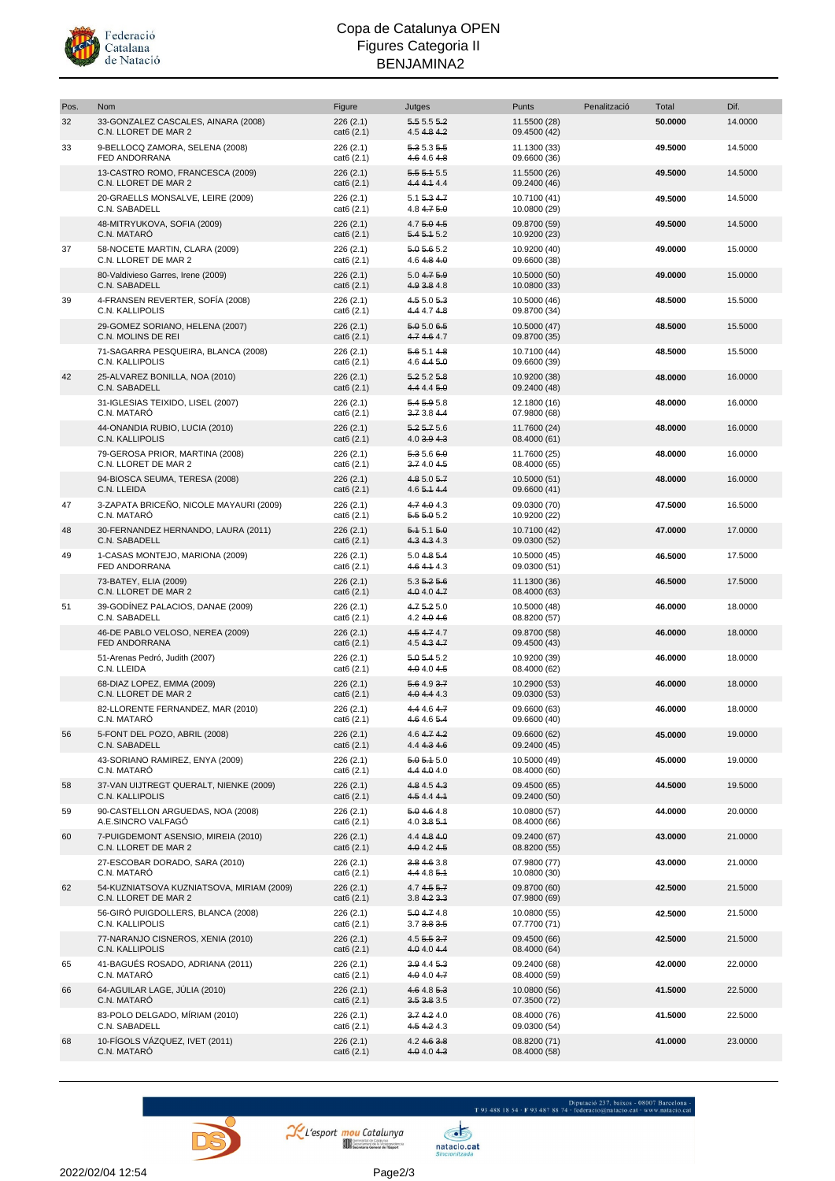# Copa de Catalunya OPEN
## Figures Categoria II
## BENJAMINA2

| Pos. | Nom | Figure | Jutges | Punts | Penalització | Total | Dif. |
|---|---|---|---|---|---|---|---|
| 32 | 33-GONZALEZ CASCALES, AINARA (2008)<br>C.N. LLORET DE MAR 2 | 226 (2.1)<br>cat6 (2.1) | 5.5 5.5 5.2<br>4.5 4.8 4.2 | 11.5500 (28)<br>09.4500 (42) | | **50.0000** | 14.0000 |
| 33 | 9-BELLOCQ ZAMORA, SELENA (2008)<br>FED ANDORRANA | 226 (2.1)<br>cat6 (2.1) | 5.3 5.3 5.5<br>4.6 4.6 4.8 | 11.1300 (33)<br>09.6600 (36) | | **49.5000** | 14.5000 |
| | 13-CASTRO ROMO, FRANCESCA (2009)<br>C.N. LLORET DE MAR 2 | 226 (2.1)<br>cat6 (2.1) | 5.5 5.1 5.5<br>4.4 4.1 4.4 | 11.5500 (26)<br>09.2400 (46) | | **49.5000** | 14.5000 |
| | 20-GRAELLS MONSALVE, LEIRE (2009)<br>C.N. SABADELL | 226 (2.1)<br>cat6 (2.1) | 5.1 5.3 4.7<br>4.8 4.7 5.0 | 10.7100 (41)<br>10.0800 (29) | | **49.5000** | 14.5000 |
| | 48-MITRYUKOVA, SOFIA (2009)<br>C.N. MATARÓ | 226 (2.1)<br>cat6 (2.1) | 4.7 5.0 4.5<br>5.4 5.1 5.2 | 09.8700 (59)<br>10.9200 (23) | | **49.5000** | 14.5000 |
| 37 | 58-NOCETE MARTIN, CLARA (2009)<br>C.N. LLORET DE MAR 2 | 226 (2.1)<br>cat6 (2.1) | 5.0 5.6 5.2<br>4.6 4.8 4.0 | 10.9200 (40)<br>09.6600 (38) | | **49.0000** | 15.0000 |
| | 80-Valdivieso Garres, Irene (2009)<br>C.N. SABADELL | 226 (2.1)<br>cat6 (2.1) | 5.0 4.7 5.9<br>4.9 3.8 4.8 | 10.5000 (50)<br>10.0800 (33) | | **49.0000** | 15.0000 |
| 39 | 4-FRANSEN REVERTER, SOFÍA (2008)<br>C.N. KALLIPOLIS | 226 (2.1)<br>cat6 (2.1) | 4.5 5.0 5.3<br>4.4 4.7 4.8 | 10.5000 (46)<br>09.8700 (34) | | **48.5000** | 15.5000 |
| | 29-GOMEZ SORIANO, HELENA (2007)<br>C.N. MOLINS DE REI | 226 (2.1)<br>cat6 (2.1) | 5.0 5.0 6.5<br>4.7 4.6 4.7 | 10.5000 (47)<br>09.8700 (35) | | **48.5000** | 15.5000 |
| | 71-SAGARRA PESQUEIRA, BLANCA (2008)<br>C.N. KALLIPOLIS | 226 (2.1)<br>cat6 (2.1) | 5.6 5.1 4.8<br>4.6 4.4 5.0 | 10.7100 (44)<br>09.6600 (39) | | **48.5000** | 15.5000 |
| 42 | 25-ALVAREZ BONILLA, NOA (2010)<br>C.N. SABADELL | 226 (2.1)<br>cat6 (2.1) | 5.2 5.2 5.8<br>4.4 4.4 5.0 | 10.9200 (38)<br>09.2400 (48) | | **48.0000** | 16.0000 |
| | 31-IGLESIAS TEIXIDO, LISEL (2007)<br>C.N. MATARÓ | 226 (2.1)<br>cat6 (2.1) | 5.4 5.9 5.8<br>3.7 3.8 4.4 | 12.1800 (16)<br>07.9800 (68) | | **48.0000** | 16.0000 |
| | 44-ONANDIA RUBIO, LUCIA (2010)<br>C.N. KALLIPOLIS | 226 (2.1)<br>cat6 (2.1) | 5.2 5.7 5.6<br>4.0 3.9 4.3 | 11.7600 (24)<br>08.4000 (61) | | **48.0000** | 16.0000 |
| | 79-GEROSA PRIOR, MARTINA (2008)<br>C.N. LLORET DE MAR 2 | 226 (2.1)<br>cat6 (2.1) | 5.3 5.6 6.0<br>3.7 4.0 4.5 | 11.7600 (25)<br>08.4000 (65) | | **48.0000** | 16.0000 |
| | 94-BIOSCA SEUMA, TERESA (2008)<br>C.N. LLEIDA | 226 (2.1)<br>cat6 (2.1) | 4.8 5.0 5.7<br>4.6 5.1 4.4 | 10.5000 (51)<br>09.6600 (41) | | **48.0000** | 16.0000 |
| 47 | 3-ZAPATA BRICEÑO, NICOLE MAYAURI (2009)<br>C.N. MATARÓ | 226 (2.1)<br>cat6 (2.1) | 4.7 4.0 4.3<br>5.5 5.0 5.2 | 09.0300 (70)<br>10.9200 (22) | | **47.5000** | 16.5000 |
| 48 | 30-FERNANDEZ HERNANDO, LAURA (2011)<br>C.N. SABADELL | 226 (2.1)<br>cat6 (2.1) | 5.1 5.1 5.0<br>4.3 4.3 4.3 | 10.7100 (42)<br>09.0300 (52) | | **47.0000** | 17.0000 |
| 49 | 1-CASAS MONTEJO, MARIONA (2009)<br>FED ANDORRANA | 226 (2.1)<br>cat6 (2.1) | 5.0 4.8 5.4<br>4.6 4.1 4.3 | 10.5000 (45)<br>09.0300 (51) | | **46.5000** | 17.5000 |
| | 73-BATEY, ELIA (2009)<br>C.N. LLORET DE MAR 2 | 226 (2.1)<br>cat6 (2.1) | 5.3 5.2 5.6<br>4.0 4.0 4.7 | 11.1300 (36)<br>08.4000 (63) | | **46.5000** | 17.5000 |
| 51 | 39-GODÍNEZ PALACIOS, DANAE (2009)<br>C.N. SABADELL | 226 (2.1)<br>cat6 (2.1) | 4.7 5.2 5.0<br>4.2 4.0 4.6 | 10.5000 (48)<br>08.8200 (57) | | **46.0000** | 18.0000 |
| | 46-DE PABLO VELOSO, NEREA (2009)<br>FED ANDORRANA | 226 (2.1)<br>cat6 (2.1) | 4.5 4.7 4.7<br>4.5 4.3 4.7 | 09.8700 (58)<br>09.4500 (43) | | **46.0000** | 18.0000 |
| | 51-Arenas Pedró, Judith (2007)<br>C.N. LLEIDA | 226 (2.1)<br>cat6 (2.1) | 5.0 5.4 5.2<br>4.0 4.0 4.5 | 10.9200 (39)<br>08.4000 (62) | | **46.0000** | 18.0000 |
| | 68-DIAZ LOPEZ, EMMA (2009)<br>C.N. LLORET DE MAR 2 | 226 (2.1)<br>cat6 (2.1) | 5.6 4.9 3.7<br>4.0 4.4 4.3 | 10.2900 (53)<br>09.0300 (53) | | **46.0000** | 18.0000 |
| | 82-LLORENTE FERNANDEZ, MAR (2010)<br>C.N. MATARÓ | 226 (2.1)<br>cat6 (2.1) | 4.4 4.6 4.7<br>4.6 4.6 5.4 | 09.6600 (63)<br>09.6600 (40) | | **46.0000** | 18.0000 |
| 56 | 5-FONT DEL POZO, ABRIL (2008)<br>C.N. SABADELL | 226 (2.1)<br>cat6 (2.1) | 4.6 4.7 4.2<br>4.4 4.3 4.6 | 09.6600 (62)<br>09.2400 (45) | | **45.0000** | 19.0000 |
| | 43-SORIANO RAMIREZ, ENYA (2009)<br>C.N. MATARÓ | 226 (2.1)<br>cat6 (2.1) | 5.0 5.1 5.0<br>4.4 4.0 4.0 | 10.5000 (49)<br>08.4000 (60) | | **45.0000** | 19.0000 |
| 58 | 37-VAN UIJTREGT QUERALT, NIENKE (2009)<br>C.N. KALLIPOLIS | 226 (2.1)<br>cat6 (2.1) | 4.8 4.5 4.3<br>4.5 4.4 4.1 | 09.4500 (65)<br>09.2400 (50) | | **44.5000** | 19.5000 |
| 59 | 90-CASTELLON ARGUEDAS, NOA (2008)<br>A.E.SINCRO VALFAGÓ | 226 (2.1)<br>cat6 (2.1) | 5.0 4.6 4.8<br>4.0 3.8 5.1 | 10.0800 (57)<br>08.4000 (66) | | **44.0000** | 20.0000 |
| 60 | 7-PUIGDEMONT ASENSIO, MIREIA (2010)<br>C.N. LLORET DE MAR 2 | 226 (2.1)<br>cat6 (2.1) | 4.4 4.8 4.0<br>4.0 4.2 4.5 | 09.2400 (67)<br>08.8200 (55) | | **43.0000** | 21.0000 |
| | 27-ESCOBAR DORADO, SARA (2010)<br>C.N. MATARÓ | 226 (2.1)<br>cat6 (2.1) | 3.8 4.6 3.8<br>4.4 4.8 5.1 | 07.9800 (77)<br>10.0800 (30) | | **43.0000** | 21.0000 |
| 62 | 54-KUZNIATSOVA KUZNIATSOVA, MIRIAM (2009)<br>C.N. LLORET DE MAR 2 | 226 (2.1)<br>cat6 (2.1) | 4.7 4.5 5.7<br>3.8 4.2 3.3 | 09.8700 (60)<br>07.9800 (69) | | **42.5000** | 21.5000 |
| | 56-GIRÓ PUIGDOLLERS, BLANCA (2008)<br>C.N. KALLIPOLIS | 226 (2.1)<br>cat6 (2.1) | 5.0 4.7 4.8<br>3.7 3.8 3.5 | 10.0800 (55)<br>07.7700 (71) | | **42.5000** | 21.5000 |
| | 77-NARANJO CISNEROS, XENIA (2010)<br>C.N. KALLIPOLIS | 226 (2.1)<br>cat6 (2.1) | 4.5 5.5 3.7<br>4.0 4.0 4.4 | 09.4500 (66)<br>08.4000 (64) | | **42.5000** | 21.5000 |
| 65 | 41-BAGUÉS ROSADO, ADRIANA (2011)<br>C.N. MATARÓ | 226 (2.1)<br>cat6 (2.1) | 3.9 4.4 5.3<br>4.0 4.0 4.7 | 09.2400 (68)<br>08.4000 (59) | | **42.0000** | 22.0000 |
| 66 | 64-AGUILAR LAGE, JÚLIA (2010)<br>C.N. MATARÓ | 226 (2.1)<br>cat6 (2.1) | 4.6 4.8 5.3<br>3.5 3.8 3.5 | 10.0800 (56)<br>07.3500 (72) | | **41.5000** | 22.5000 |
| | 83-POLO DELGADO, MÍRIAM (2010)<br>C.N. SABADELL | 226 (2.1)<br>cat6 (2.1) | 3.7 4.2 4.0<br>4.5 4.2 4.3 | 08.4000 (76)<br>09.0300 (54) | | **41.5000** | 22.5000 |
| 68 | 10-FÍGOLS VÁZQUEZ, IVET (2011)<br>C.N. MATARÓ | 226 (2.1)<br>cat6 (2.1) | 4.2 4.6 3.8<br>4.0 4.0 4.3 | 08.8200 (71)<br>08.4000 (58) | | **41.0000** | 23.0000 |

2022/02/04 12:54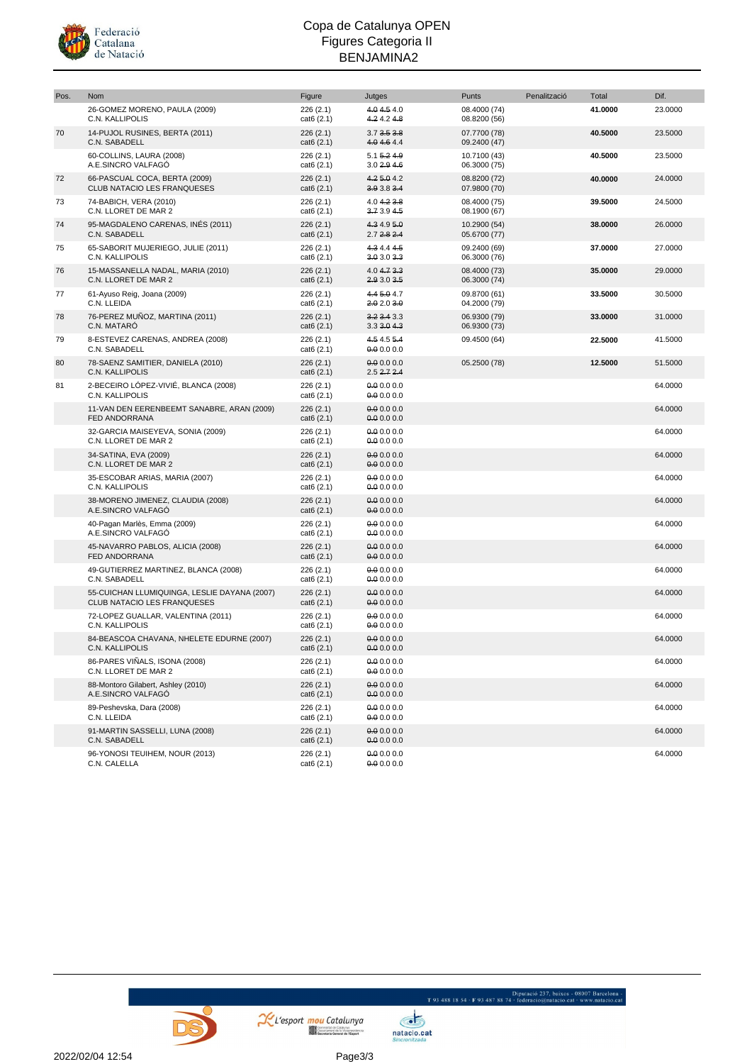# Copa de Catalunya OPEN
## Figures Categoria II
## BENJAMINA2

| Pos. | Nom | Figure | Jutges | Punts | Penalització | Total | Dif. |
|---|---|---|---|---|---|---|---|
| | 26-GOMEZ MORENO, PAULA (2009)<br>C.N. KALLIPOLIS | 226 (2.1)<br>cat6 (2.1) | ~~4.0~~ ~~4.5~~ 4.0<br>~~4.2~~ 4.2 ~~4.8~~ | 08.4000 (74)<br>08.8200 (56) | | **41.0000** | 23.0000 |
| 70 | 14-PUJOL RUSINES, BERTA (2011)<br>C.N. SABADELL | 226 (2.1)<br>cat6 (2.1) | 3.7 ~~3.5~~ ~~3.8~~<br>~~4.0~~ ~~4.6~~ 4.4 | 07.7700 (78)<br>09.2400 (47) | | **40.5000** | 23.5000 |
| | 60-COLLINS, LAURA (2008)<br>A.E.SINCRO VALFAGÓ | 226 (2.1)<br>cat6 (2.1) | 5.1 ~~5.2~~ ~~4.9~~<br>3.0 ~~2.9~~ ~~4.6~~ | 10.7100 (43)<br>06.3000 (75) | | **40.5000** | 23.5000 |
| 72 | 66-PASCUAL COCA, BERTA (2009)<br>CLUB NATACIO LES FRANQUESES | 226 (2.1)<br>cat6 (2.1) | ~~4.2~~ ~~5.0~~ 4.2<br>~~3.9~~ 3.8 ~~3.4~~ | 08.8200 (72)<br>07.9800 (70) | | **40.0000** | 24.0000 |
| 73 | 74-BABICH, VERA (2010)<br>C.N. LLORET DE MAR 2 | 226 (2.1)<br>cat6 (2.1) | 4.0 ~~4.2~~ ~~3.8~~<br>~~3.7~~ 3.9 ~~4.5~~ | 08.4000 (75)<br>08.1900 (67) | | **39.5000** | 24.5000 |
| 74 | 95-MAGDALENO CARENAS, INÉS (2011)<br>C.N. SABADELL | 226 (2.1)<br>cat6 (2.1) | ~~4.3~~ 4.9 ~~5.0~~<br>2.7 ~~2.8~~ ~~2.4~~ | 10.2900 (54)<br>05.6700 (77) | | **38.0000** | 26.0000 |
| 75 | 65-SABORIT MUJERIEGO, JULIE (2011)<br>C.N. KALLIPOLIS | 226 (2.1)<br>cat6 (2.1) | ~~4.3~~ 4.4 ~~4.5~~<br>~~3.0~~ 3.0 ~~3.3~~ | 09.2400 (69)<br>06.3000 (76) | | **37.0000** | 27.0000 |
| 76 | 15-MASSANELLA NADAL, MARIA (2010)<br>C.N. LLORET DE MAR 2 | 226 (2.1)<br>cat6 (2.1) | 4.0 ~~4.7~~ ~~3.3~~<br>~~2.9~~ 3.0 ~~3.5~~ | 08.4000 (73)<br>06.3000 (74) | | **35.0000** | 29.0000 |
| 77 | 61-Ayuso Reig, Joana (2009)<br>C.N. LLEIDA | 226 (2.1)<br>cat6 (2.1) | ~~4.4~~ ~~5.0~~ 4.7<br>~~2.0~~ 2.0 ~~3.0~~ | 09.8700 (61)<br>04.2000 (79) | | **33.5000** | 30.5000 |
| 78 | 76-PEREZ MUÑOZ, MARTINA (2011)<br>C.N. MATARÓ | 226 (2.1)<br>cat6 (2.1) | ~~3.2~~ ~~3.4~~ 3.3<br>3.3 ~~3.0~~ ~~4.3~~ | 06.9300 (79)<br>06.9300 (73) | | **33.0000** | 31.0000 |
| 79 | 8-ESTEVEZ CARENAS, ANDREA (2008)<br>C.N. SABADELL | 226 (2.1)<br>cat6 (2.1) | ~~4.5~~ 4.5 ~~5.4~~<br>~~0.0~~ 0.0 0.0 | 09.4500 (64) | | **22.5000** | 41.5000 |
| 80 | 78-SAENZ SAMITIER, DANIELA (2010)<br>C.N. KALLIPOLIS | 226 (2.1)<br>cat6 (2.1) | ~~0.0~~ 0.0 0.0<br>2.5 ~~2.7~~ ~~2.4~~ | 05.2500 (78) | | **12.5000** | 51.5000 |
| 81 | 2-BECEIRO LÓPEZ-VIVIÉ, BLANCA (2008)<br>C.N. KALLIPOLIS | 226 (2.1)<br>cat6 (2.1) | ~~0.0~~ 0.0 0.0<br>~~0.0~~ 0.0 0.0 | | | | 64.0000 |
| | 11-VAN DEN EERENBEEMT SANABRE, ARAN (2009)<br>FED ANDORRANA | 226 (2.1)<br>cat6 (2.1) | ~~0.0~~ 0.0 0.0<br>~~0.0~~ 0.0 0.0 | | | | 64.0000 |
| | 32-GARCIA MAISEYEVA, SONIA (2009)<br>C.N. LLORET DE MAR 2 | 226 (2.1)<br>cat6 (2.1) | ~~0.0~~ 0.0 0.0<br>~~0.0~~ 0.0 0.0 | | | | 64.0000 |
| | 34-SATINA, EVA (2009)<br>C.N. LLORET DE MAR 2 | 226 (2.1)<br>cat6 (2.1) | ~~0.0~~ 0.0 0.0<br>~~0.0~~ 0.0 0.0 | | | | 64.0000 |
| | 35-ESCOBAR ARIAS, MARIA (2007)<br>C.N. KALLIPOLIS | 226 (2.1)<br>cat6 (2.1) | ~~0.0~~ 0.0 0.0<br>~~0.0~~ 0.0 0.0 | | | | 64.0000 |
| | 38-MORENO JIMENEZ, CLAUDIA (2008)<br>A.E.SINCRO VALFAGÓ | 226 (2.1)<br>cat6 (2.1) | ~~0.0~~ 0.0 0.0<br>~~0.0~~ 0.0 0.0 | | | | 64.0000 |
| | 40-Pagan Marlès, Emma (2009)<br>A.E.SINCRO VALFAGÓ | 226 (2.1)<br>cat6 (2.1) | ~~0.0~~ 0.0 0.0<br>~~0.0~~ 0.0 0.0 | | | | 64.0000 |
| | 45-NAVARRO PABLOS, ALICIA (2008)<br>FED ANDORRANA | 226 (2.1)<br>cat6 (2.1) | ~~0.0~~ 0.0 0.0<br>~~0.0~~ 0.0 0.0 | | | | 64.0000 |
| | 49-GUTIERREZ MARTINEZ, BLANCA (2008)<br>C.N. SABADELL | 226 (2.1)<br>cat6 (2.1) | ~~0.0~~ 0.0 0.0<br>~~0.0~~ 0.0 0.0 | | | | 64.0000 |
| | 55-CUICHAN LLUMIQUINGA, LESLIE DAYANA (2007)<br>CLUB NATACIO LES FRANQUESES | 226 (2.1)<br>cat6 (2.1) | ~~0.0~~ 0.0 0.0<br>~~0.0~~ 0.0 0.0 | | | | 64.0000 |
| | 72-LOPEZ GUALLAR, VALENTINA (2011)<br>C.N. KALLIPOLIS | 226 (2.1)<br>cat6 (2.1) | ~~0.0~~ 0.0 0.0<br>~~0.0~~ 0.0 0.0 | | | | 64.0000 |
| | 84-BEASCOA CHAVANA, NHELETE EDURNE (2007)<br>C.N. KALLIPOLIS | 226 (2.1)<br>cat6 (2.1) | ~~0.0~~ 0.0 0.0<br>~~0.0~~ 0.0 0.0 | | | | 64.0000 |
| | 86-PARES VIÑALS, ISONA (2008)<br>C.N. LLORET DE MAR 2 | 226 (2.1)<br>cat6 (2.1) | ~~0.0~~ 0.0 0.0<br>~~0.0~~ 0.0 0.0 | | | | 64.0000 |
| | 88-Montoro Gilabert, Ashley (2010)<br>A.E.SINCRO VALFAGÓ | 226 (2.1)<br>cat6 (2.1) | ~~0.0~~ 0.0 0.0<br>~~0.0~~ 0.0 0.0 | | | | 64.0000 |
| | 89-Peshevska, Dara (2008)<br>C.N. LLEIDA | 226 (2.1)<br>cat6 (2.1) | ~~0.0~~ 0.0 0.0<br>~~0.0~~ 0.0 0.0 | | | | 64.0000 |
| | 91-MARTIN SASSELLI, LUNA (2008)<br>C.N. SABADELL | 226 (2.1)<br>cat6 (2.1) | ~~0.0~~ 0.0 0.0<br>~~0.0~~ 0.0 0.0 | | | | 64.0000 |
| | 96-YONOSI TEUIHEM, NOUR (2013)<br>C.N. CALELLA | 226 (2.1)<br>cat6 (2.1) | ~~0.0~~ 0.0 0.0<br>~~0.0~~ 0.0 0.0 | | | | 64.0000 |

Diputació 237, baixos - 08007 Barcelona - T 93 488 18 54 - F 93 487 88 74 - federacio@natacio.cat - www.natacio.cat

2022/02/04 12:54